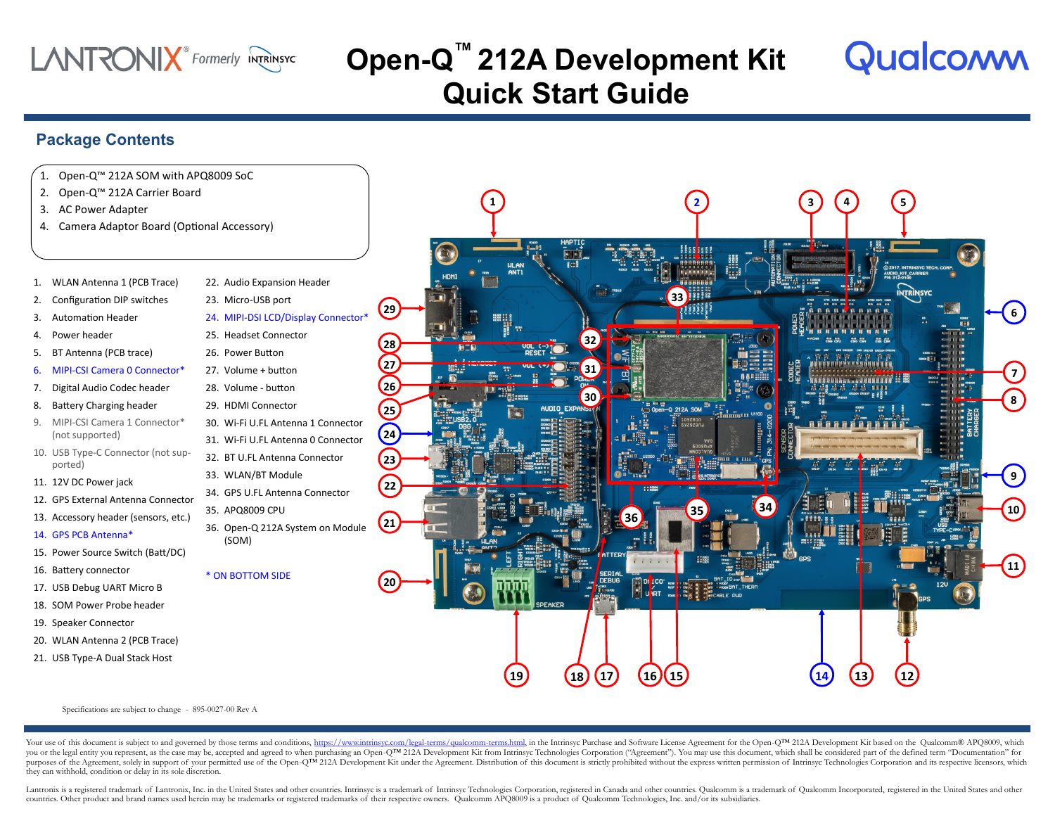# Open-Q™ 212A Development Kit Quick Start Guide

LANTRONIX® Formerly INTRINSYC

Qualcomm

## Package Contents

1. Open-Q™ 212A SOM with APQ8009 SoC
2. Open-Q™ 212A Carrier Board
3. AC Power Adapter
4. Camera Adaptor Board (Optional Accessory)

1. WLAN Antenna 1 (PCB Trace)
2. Configuration DIP switches
3. Automation Header
4. Power header
5. BT Antenna (PCB trace)
6. MIPI-CSI Camera 0 Connector*
7. Digital Audio Codec header
8. Battery Charging header
9. MIPI-CSI Camera 1 Connector* (not supported)
10. USB Type-C Connector (not supported)
11. 12V DC Power jack
12. GPS External Antenna Connector
13. Accessory header (sensors, etc.)
14. GPS PCB Antenna*
15. Power Source Switch (Batt/DC)
16. Battery connector
17. USB Debug UART Micro B
18. SOM Power Probe header
19. Speaker Connector
20. WLAN Antenna 2 (PCB Trace)
21. USB Type-A Dual Stack Host
22. Audio Expansion Header
23. Micro-USB port
24. MIPI-DSI LCD/Display Connector*
25. Headset Connector
26. Power Button
27. Volume + button
28. Volume - button
29. HDMI Connector
30. Wi-Fi U.FL Antenna 1 Connector
31. Wi-Fi U.FL Antenna 0 Connector
32. BT U.FL Antenna Connector
33. WLAN/BT Module
34. GPS U.FL Antenna Connector
35. APQ8009 CPU
36. Open-Q 212A System on Module (SOM)

\* ON BOTTOM SIDE

Specifications are subject to change - 895-0027-00 Rev A

Your use of this document is subject to and governed by those terms and conditions, https://www.intrinsyc.com/legal-terms/qualcomm-terms.html, in the Intrinsyc Purchase and Software License Agreement for the Open-Q™ 212A Development Kit based on the Qualcomm® APQ8009, which you or the legal entity you represent, as the case may be, accepted and agreed to when purchasing an Open-Q™ 212A Development Kit from Intrinsyc Technologies Corporation ("Agreement"). You may use this document, which shall be considered part of the defined term "Documentation" for purposes of the Agreement, solely in support of your permitted use of the Open-Q™ 212A Development Kit under the Agreement. Distribution of this document is strictly prohibited without the express written permission of Intrinsyc Technologies Corporation and its respective licensors, which they can withhold, condition or delay in its sole discretion.

Lantronix is a registered trademark of Lantronix, Inc. in the United States and other countries. Intrinsyc is a trademark of Intrinsyc Technologies Corporation, registered in Canada and other countries. Qualcomm is a trademark of Qualcomm Incorporated, registered in the United States and other countries. Other product and brand names used herein may be trademarks or registered trademarks of their respective owners. Qualcomm APQ8009 is a product of Qualcomm Technologies, Inc. and/or its subsidiaries.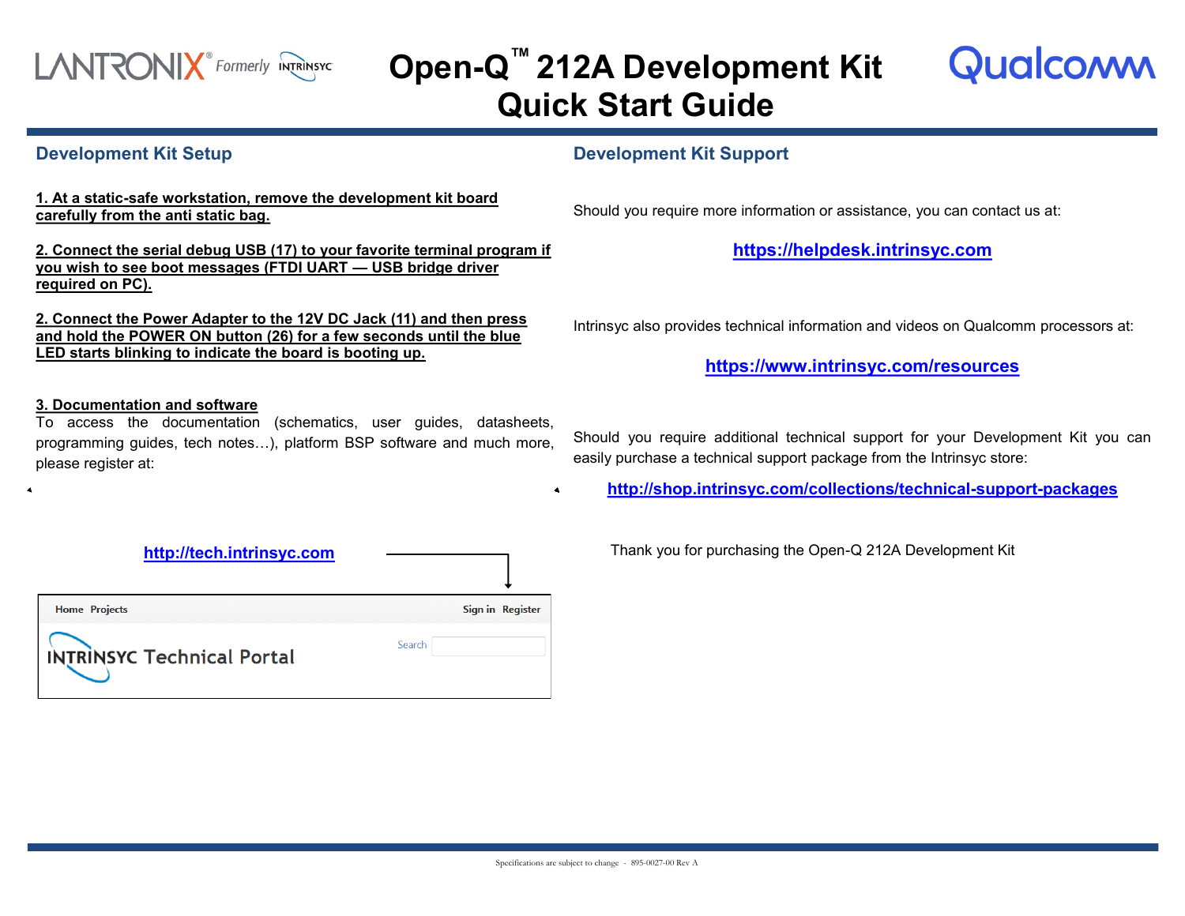# Open-Q™ 212A Development Kit Quick Start Guide

## Development Kit Setup

**1. At a static-safe workstation, remove the development kit board carefully from the anti static bag.**

**2. Connect the serial debug USB (17) to your favorite terminal program if you wish to see boot messages (FTDI UART — USB bridge driver required on PC).**

**2. Connect the Power Adapter to the 12V DC Jack (11) and then press and hold the POWER ON button (26) for a few seconds until the blue LED starts blinking to indicate the board is booting up.**

**3. Documentation and software**

To access the documentation (schematics, user guides, datasheets, programming guides, tech notes…), platform BSP software and much more, please register at:

**http://tech.intrinsyc.com**

Home Projects

Sign in Register

INTRINSYC Technical Portal

Search

## Development Kit Support

Should you require more information or assistance, you can contact us at:

**https://helpdesk.intrinsyc.com**

Intrinsyc also provides technical information and videos on Qualcomm processors at:

**https://www.intrinsyc.com/resources**

Should you require additional technical support for your Development Kit you can easily purchase a technical support package from the Intrinsyc store:

**http://shop.intrinsyc.com/collections/technical-support-packages**

Thank you for purchasing the Open-Q 212A Development Kit

Specifications are subject to change - 895-0027-00 Rev A